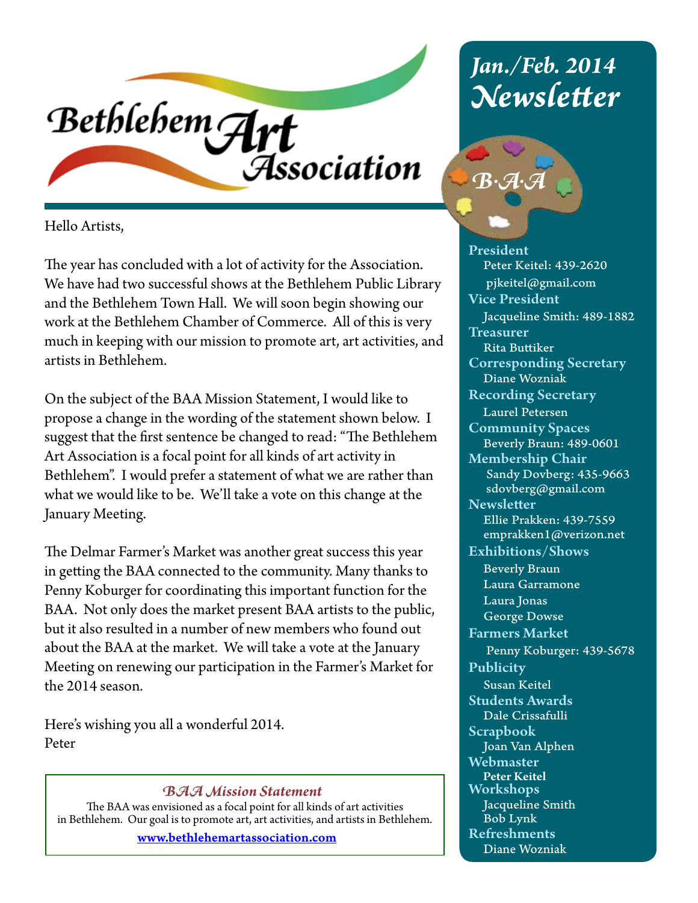# Bethlehem Art Association

## Jan./Feb. 2014 Newsletter

Hello Artists,

The year has concluded with a lot of activity for the Association. We have had two successful shows at the Bethlehem Public Library and the Bethlehem Town Hall. We will soon begin showing our work at the Bethlehem Chamber of Commerce. All of this is very much in keeping with our mission to promote art, art activities, and artists in Bethlehem.

On the subject of the BAA Mission Statement, I would like to propose a change in the wording of the statement shown below. I suggest that the first sentence be changed to read: "The Bethlehem Art Association is a focal point for all kinds of art activity in Bethlehem". I would prefer a statement of what we are rather than what we would like to be. We'll take a vote on this change at the January Meeting.

The Delmar Farmer's Market was another great success this year in getting the BAA connected to the community. Many thanks to Penny Koburger for coordinating this important function for the BAA. Not only does the market present BAA artists to the public, but it also resulted in a number of new members who found out about the BAA at the market. We will take a vote at the January Meeting on renewing our participation in the Farmer's Market for the 2014 season.

Here's wishing you all a wonderful 2014.
Peter

### *BAA Mission Statement*

The BAA was envisioned as a focal point for all kinds of art activities in Bethlehem. Our goal is to promote art, art activities, and artists in Bethlehem.

www.bethlehemartassociation.com

---

*B·A·A*

**President**
Peter Keitel: 439-2620
pjkeitel@gmail.com

**Vice President**
Jacqueline Smith: 489-1882

**Treasurer**
Rita Buttiker

**Corresponding Secretary**
Diane Wozniak

**Recording Secretary**
Laurel Petersen

**Community Spaces**
Beverly Braun: 489-0601

**Membership Chair**
Sandy Dovberg: 435-9663
sdovberg@gmail.com

**Newsletter**
Ellie Prakken: 439-7559
emprakken1@verizon.net

**Exhibitions/Shows**
Beverly Braun
Laura Garramone
Laura Jonas
George Dowse

**Farmers Market**
Penny Koburger: 439-5678

**Publicity**
Susan Keitel

**Students Awards**
Dale Crissafulli

**Scrapbook**
Joan Van Alphen

**Webmaster**
Peter Keitel

**Workshops**
Jacqueline Smith
Bob Lynk

**Refreshments**
Diane Wozniak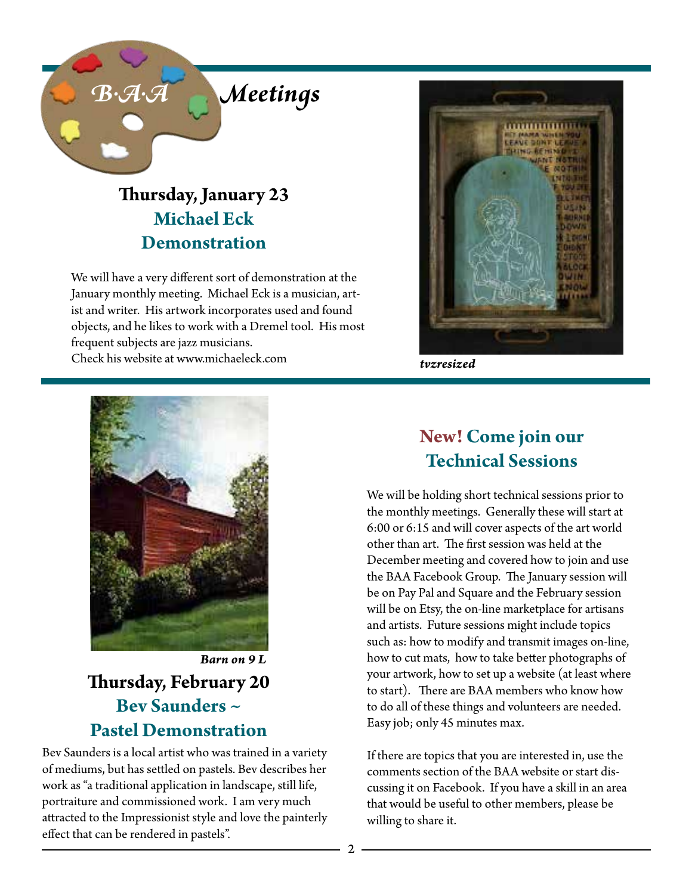# B·A·A Meetings

## Thursday, January 23
## Michael Eck
## Demonstration

We will have a very different sort of demonstration at the January monthly meeting. Michael Eck is a musician, artist and writer. His artwork incorporates used and found objects, and he likes to work with a Dremel tool. His most frequent subjects are jazz musicians.
Check his website at www.michaeleck.com

***tvzresized***

***Barn on 9 L***

## Thursday, February 20
## Bev Saunders ~
## Pastel Demonstration

Bev Saunders is a local artist who was trained in a variety of mediums, but has settled on pastels. Bev describes her work as "a traditional application in landscape, still life, portraiture and commissioned work. I am very much attracted to the Impressionist style and love the painterly effect that can be rendered in pastels".

## New! Come join our Technical Sessions

We will be holding short technical sessions prior to the monthly meetings. Generally these will start at 6:00 or 6:15 and will cover aspects of the art world other than art. The first session was held at the December meeting and covered how to join and use the BAA Facebook Group. The January session will be on Pay Pal and Square and the February session will be on Etsy, the on-line marketplace for artisans and artists. Future sessions might include topics such as: how to modify and transmit images on-line, how to cut mats, how to take better photographs of your artwork, how to set up a website (at least where to start). There are BAA members who know how to do all of these things and volunteers are needed. Easy job; only 45 minutes max.

If there are topics that you are interested in, use the comments section of the BAA website or start discussing it on Facebook. If you have a skill in an area that would be useful to other members, please be willing to share it.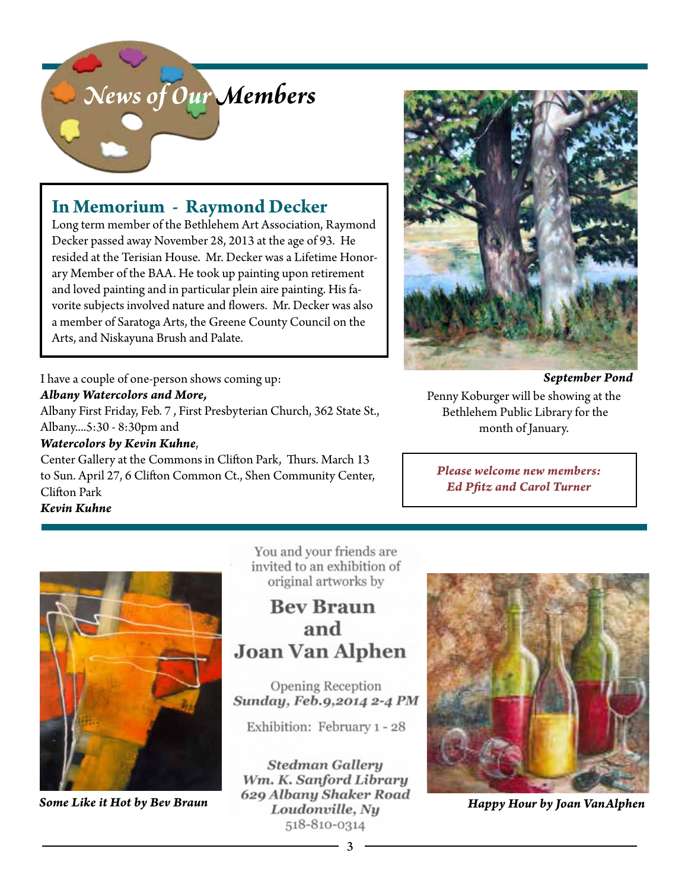# News of Our Members

## In Memorium - Raymond Decker

Long term member of the Bethlehem Art Association, Raymond Decker passed away November 28, 2013 at the age of 93. He resided at the Terisian House. Mr. Decker was a Lifetime Honorary Member of the BAA. He took up painting upon retirement and loved painting and in particular plein aire painting. His favorite subjects involved nature and flowers. Mr. Decker was also a member of Saratoga Arts, the Greene County Council on the Arts, and Niskayuna Brush and Palate.

I have a couple of one-person shows coming up:

***Albany Watercolors and More,***
Albany First Friday, Feb. 7 , First Presbyterian Church, 362 State St., Albany....5:30 - 8:30pm and

***Watercolors by Kevin Kuhne***,
Center Gallery at the Commons in Clifton Park, Thurs. March 13 to Sun. April 27, 6 Clifton Common Ct., Shen Community Center, Clifton Park

***Kevin Kuhne***

***September Pond***

Penny Koburger will be showing at the Bethlehem Public Library for the month of January.

***Please welcome new members: Ed Pfitz and Carol Turner***

***Some Like it Hot by Bev Braun***

You and your friends are invited to an exhibition of original artworks by

**Bev Braun and Joan Van Alphen**

Opening Reception
***Sunday, Feb.9,2014 2-4 PM***

Exhibition: February 1 - 28

***Stedman Gallery***
***Wm. K. Sanford Library***
***629 Albany Shaker Road***
***Loudonville, Ny***
518-810-0314

***Happy Hour by Joan VanAlphen***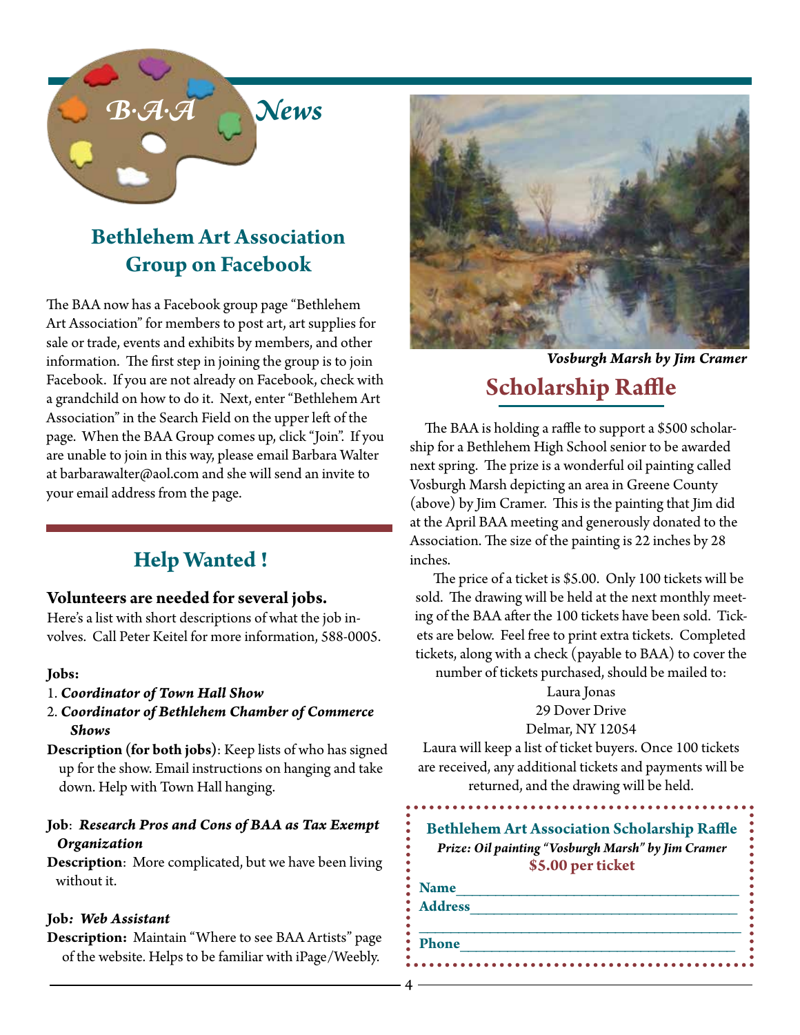# B·A·A News

## Bethlehem Art Association Group on Facebook

The BAA now has a Facebook group page "Bethlehem Art Association" for members to post art, art supplies for sale or trade, events and exhibits by members, and other information. The first step in joining the group is to join Facebook. If you are not already on Facebook, check with a grandchild on how to do it. Next, enter "Bethlehem Art Association" in the Search Field on the upper left of the page. When the BAA Group comes up, click "Join". If you are unable to join in this way, please email Barbara Walter at barbarawalter@aol.com and she will send an invite to your email address from the page.

## Help Wanted !

**Volunteers are needed for several jobs.**

Here's a list with short descriptions of what the job involves. Call Peter Keitel for more information, 588-0005.

**Jobs:**

1. ***Coordinator of Town Hall Show***
2. ***Coordinator of Bethlehem Chamber of Commerce Shows***

**Description (for both jobs)**: Keep lists of who has signed up for the show. Email instructions on hanging and take down. Help with Town Hall hanging.

**Job**: ***Research Pros and Cons of BAA as Tax Exempt Organization***

**Description**: More complicated, but we have been living without it.

**Job*: Web Assistant***

**Description:** Maintain "Where to see BAA Artists" page of the website. Helps to be familiar with iPage/Weebly.

***Vosburgh Marsh by Jim Cramer***

## Scholarship Raffle

The BAA is holding a raffle to support a $500 scholarship for a Bethlehem High School senior to be awarded next spring. The prize is a wonderful oil painting called Vosburgh Marsh depicting an area in Greene County (above) by Jim Cramer. This is the painting that Jim did at the April BAA meeting and generously donated to the Association. The size of the painting is 22 inches by 28 inches.

The price of a ticket is $5.00. Only 100 tickets will be sold. The drawing will be held at the next monthly meeting of the BAA after the 100 tickets have been sold. Tickets are below. Feel free to print extra tickets. Completed tickets, along with a check (payable to BAA) to cover the number of tickets purchased, should be mailed to:

Laura Jonas
29 Dover Drive
Delmar, NY 12054

Laura will keep a list of ticket buyers. Once 100 tickets are received, any additional tickets and payments will be returned, and the drawing will be held.

**Bethlehem Art Association Scholarship Raffle**

***Prize: Oil painting "Vosburgh Marsh" by Jim Cramer***

**$5.00 per ticket**

**Name**\_\_\_\_\_\_\_\_\_\_\_\_\_\_\_\_\_\_\_\_\_\_\_\_\_\_\_\_\_\_

**Address**\_\_\_\_\_\_\_\_\_\_\_\_\_\_\_\_\_\_\_\_\_\_\_\_\_\_\_\_

\_\_\_\_\_\_\_\_\_\_\_\_\_\_\_\_\_\_\_\_\_\_\_\_\_\_\_\_\_\_\_\_\_\_\_

**Phone**\_\_\_\_\_\_\_\_\_\_\_\_\_\_\_\_\_\_\_\_\_\_\_\_\_\_\_\_\_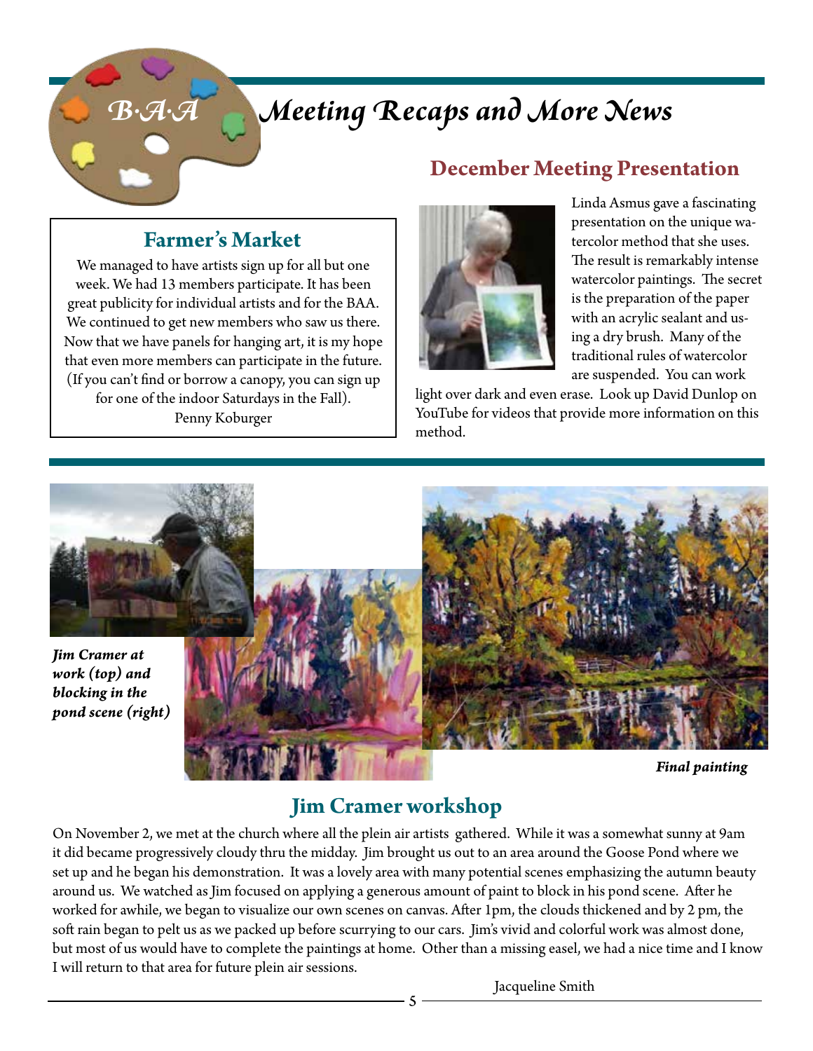# B·A·A Meeting Recaps and More News

## Farmer's Market

We managed to have artists sign up for all but one week. We had 13 members participate. It has been great publicity for individual artists and for the BAA. We continued to get new members who saw us there. Now that we have panels for hanging art, it is my hope that even more members can participate in the future. (If you can't find or borrow a canopy, you can sign up for one of the indoor Saturdays in the Fall).

Penny Koburger

## December Meeting Presentation

Linda Asmus gave a fascinating presentation on the unique watercolor method that she uses. The result is remarkably intense watercolor paintings. The secret is the preparation of the paper with an acrylic sealant and using a dry brush. Many of the traditional rules of watercolor are suspended. You can work light over dark and even erase. Look up David Dunlop on YouTube for videos that provide more information on this method.

***Jim Cramer at work (top) and blocking in the pond scene (right)***

***Final painting***

## Jim Cramer workshop

On November 2, we met at the church where all the plein air artists gathered. While it was a somewhat sunny at 9am it did became progressively cloudy thru the midday. Jim brought us out to an area around the Goose Pond where we set up and he began his demonstration. It was a lovely area with many potential scenes emphasizing the autumn beauty around us. We watched as Jim focused on applying a generous amount of paint to block in his pond scene. After he worked for awhile, we began to visualize our own scenes on canvas. After 1pm, the clouds thickened and by 2 pm, the soft rain began to pelt us as we packed up before scurrying to our cars. Jim's vivid and colorful work was almost done, but most of us would have to complete the paintings at home. Other than a missing easel, we had a nice time and I know I will return to that area for future plein air sessions.

Jacqueline Smith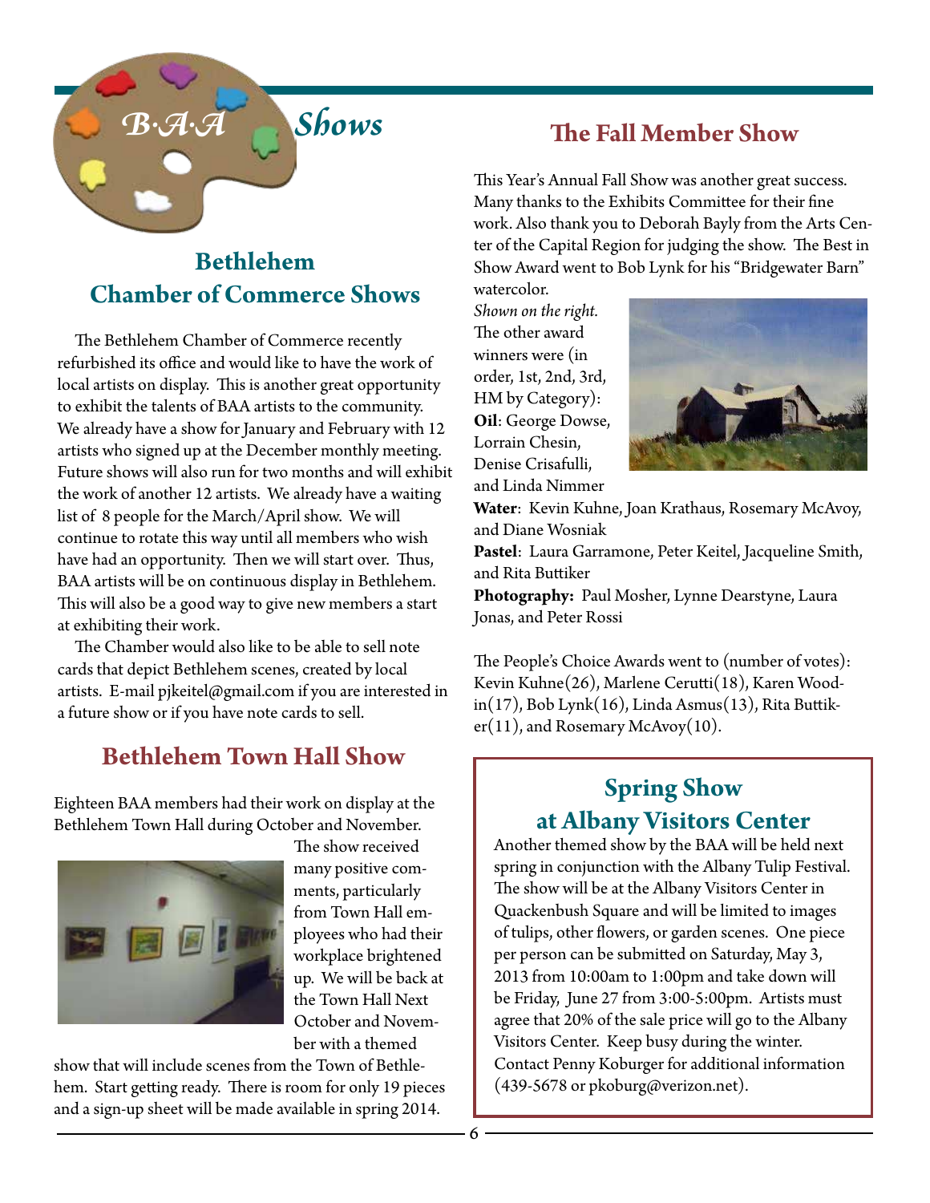# B·A·A Shows

## Bethlehem Chamber of Commerce Shows

The Bethlehem Chamber of Commerce recently refurbished its office and would like to have the work of local artists on display. This is another great opportunity to exhibit the talents of BAA artists to the community. We already have a show for January and February with 12 artists who signed up at the December monthly meeting. Future shows will also run for two months and will exhibit the work of another 12 artists. We already have a waiting list of 8 people for the March/April show. We will continue to rotate this way until all members who wish have had an opportunity. Then we will start over. Thus, BAA artists will be on continuous display in Bethlehem. This will also be a good way to give new members a start at exhibiting their work.

The Chamber would also like to be able to sell note cards that depict Bethlehem scenes, created by local artists. E-mail pjkeitel@gmail.com if you are interested in a future show or if you have note cards to sell.

## Bethlehem Town Hall Show

Eighteen BAA members had their work on display at the Bethlehem Town Hall during October and November. The show received many positive comments, particularly from Town Hall employees who had their workplace brightened up. We will be back at the Town Hall Next October and November with a themed show that will include scenes from the Town of Bethlehem. Start getting ready. There is room for only 19 pieces and a sign-up sheet will be made available in spring 2014.

## The Fall Member Show

This Year's Annual Fall Show was another great success. Many thanks to the Exhibits Committee for their fine work. Also thank you to Deborah Bayly from the Arts Center of the Capital Region for judging the show. The Best in Show Award went to Bob Lynk for his "Bridgewater Barn" watercolor.

*Shown on the right.*

The other award winners were (in order, 1st, 2nd, 3rd, HM by Category):

**Oil**: George Dowse, Lorrain Chesin, Denise Crisafulli, and Linda Nimmer

**Water**: Kevin Kuhne, Joan Krathaus, Rosemary McAvoy, and Diane Wosniak

**Pastel**: Laura Garramone, Peter Keitel, Jacqueline Smith, and Rita Buttiker

**Photography:** Paul Mosher, Lynne Dearstyne, Laura Jonas, and Peter Rossi

The People's Choice Awards went to (number of votes): Kevin Kuhne(26), Marlene Cerutti(18), Karen Woodin(17), Bob Lynk(16), Linda Asmus(13), Rita Buttiker(11), and Rosemary McAvoy(10).

## Spring Show at Albany Visitors Center

Another themed show by the BAA will be held next spring in conjunction with the Albany Tulip Festival. The show will be at the Albany Visitors Center in Quackenbush Square and will be limited to images of tulips, other flowers, or garden scenes. One piece per person can be submitted on Saturday, May 3, 2013 from 10:00am to 1:00pm and take down will be Friday, June 27 from 3:00-5:00pm. Artists must agree that 20% of the sale price will go to the Albany Visitors Center. Keep busy during the winter. Contact Penny Koburger for additional information (439-5678 or pkoburg@verizon.net).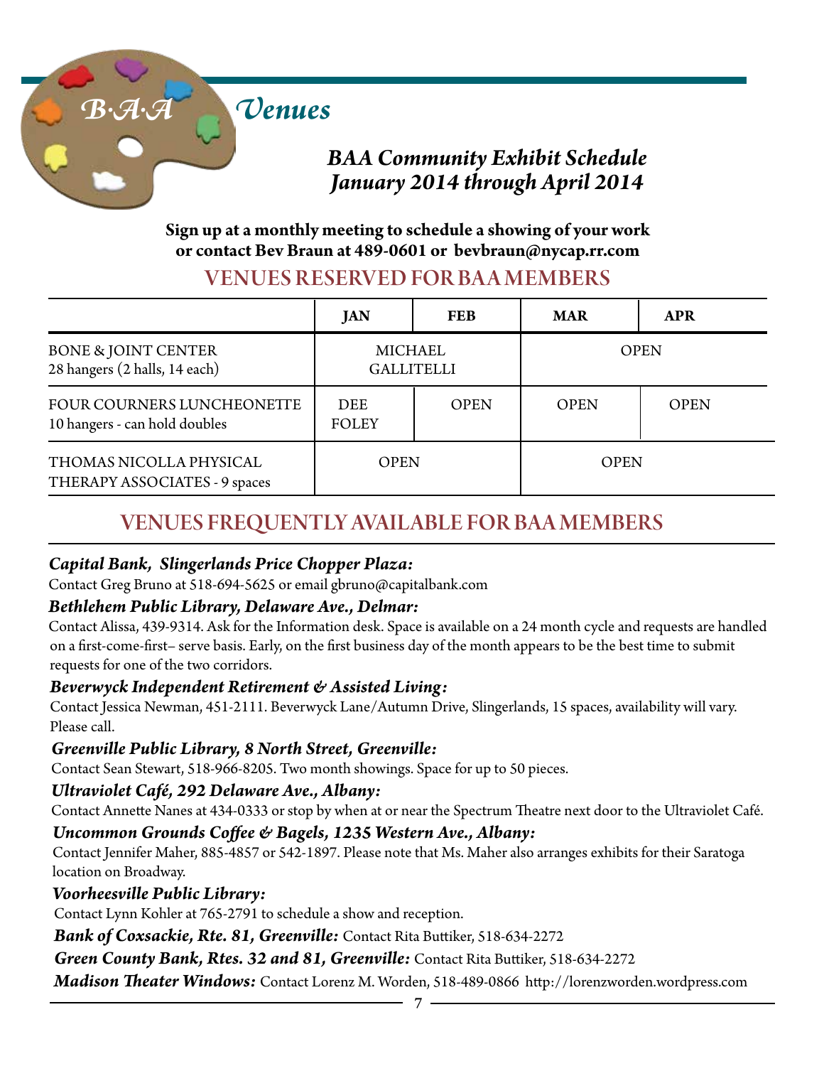# B·A·A Venues

## BAA Community Exhibit Schedule
## January 2014 through April 2014

**Sign up at a monthly meeting to schedule a showing of your work or contact Bev Braun at 489-0601 or bevbraun@nycap.rr.com**

## VENUES RESERVED FOR BAA MEMBERS

| | JAN | FEB | MAR | APR |
|---|---|---|---|---|
| BONE & JOINT CENTER<br>28 hangers (2 halls, 14 each) | MICHAEL GALLITELLI | | OPEN | |
| FOUR COURNERS LUNCHEONETTE<br>10 hangers - can hold doubles | DEE FOLEY | OPEN | OPEN | OPEN |
| THOMAS NICOLLA PHYSICAL THERAPY ASSOCIATES - 9 spaces | OPEN | | OPEN | |

## VENUES FREQUENTLY AVAILABLE FOR BAA MEMBERS

***Capital Bank, Slingerlands Price Chopper Plaza:***
Contact Greg Bruno at 518-694-5625 or email gbruno@capitalbank.com

***Bethlehem Public Library, Delaware Ave., Delmar:***
Contact Alissa, 439-9314. Ask for the Information desk. Space is available on a 24 month cycle and requests are handled on a first-come-first– serve basis. Early, on the first business day of the month appears to be the best time to submit requests for one of the two corridors.

***Beverwyck Independent Retirement & Assisted Living:***
Contact Jessica Newman, 451-2111. Beverwyck Lane/Autumn Drive, Slingerlands, 15 spaces, availability will vary. Please call.

***Greenville Public Library, 8 North Street, Greenville:***
Contact Sean Stewart, 518-966-8205. Two month showings. Space for up to 50 pieces.

***Ultraviolet Café, 292 Delaware Ave., Albany:***
Contact Annette Nanes at 434-0333 or stop by when at or near the Spectrum Theatre next door to the Ultraviolet Café.

***Uncommon Grounds Coffee & Bagels, 1235 Western Ave., Albany:***
Contact Jennifer Maher, 885-4857 or 542-1897. Please note that Ms. Maher also arranges exhibits for their Saratoga location on Broadway.

***Voorheesville Public Library:***
Contact Lynn Kohler at 765-2791 to schedule a show and reception.

***Bank of Coxsackie, Rte. 81, Greenville:*** Contact Rita Buttiker, 518-634-2272

***Green County Bank, Rtes. 32 and 81, Greenville:*** Contact Rita Buttiker, 518-634-2272

***Madison Theater Windows:*** Contact Lorenz M. Worden, 518-489-0866 http://lorenzworden.wordpress.com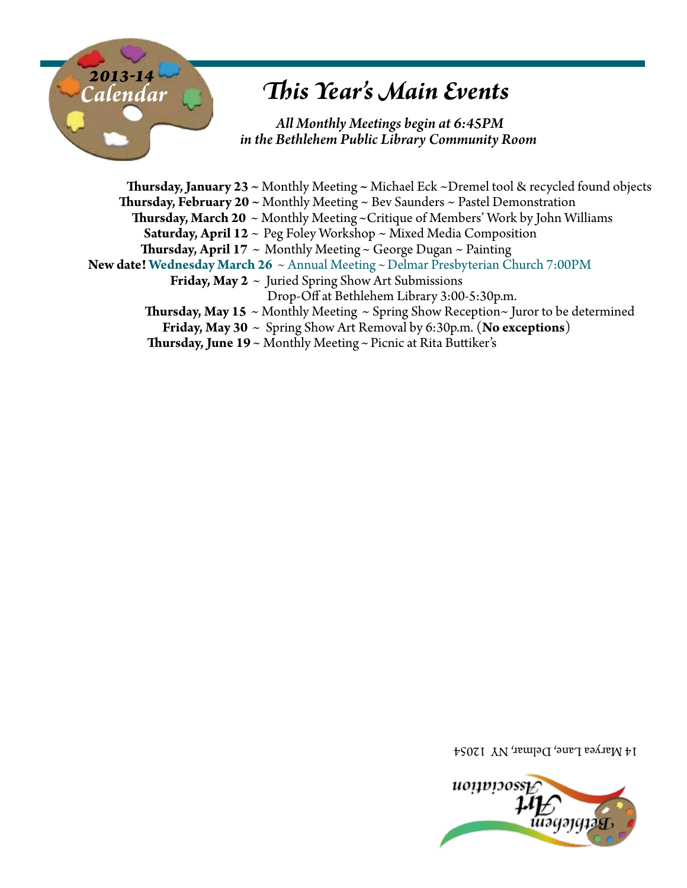**2013-14**
*Calendar*

# *This Year's Main Events*

***All Monthly Meetings begin at 6:45PM in the Bethlehem Public Library Community Room***

**Thursday, January 23** ~ Monthly Meeting ~ Michael Eck ~Dremel tool & recycled found objects
**Thursday, February 20** ~ Monthly Meeting ~ Bev Saunders ~ Pastel Demonstration
**Thursday, March 20** ~ Monthly Meeting ~Critique of Members' Work by John Williams
**Saturday, April 12** ~ Peg Foley Workshop ~ Mixed Media Composition
**Thursday, April 17** ~ Monthly Meeting ~ George Dugan ~ Painting
**New date! Wednesday March 26** ~ Annual Meeting ~ Delmar Presbyterian Church 7:00PM
**Friday, May 2** ~ Juried Spring Show Art Submissions
Drop-Off at Bethlehem Library 3:00-5:30p.m.
**Thursday, May 15** ~ Monthly Meeting ~ Spring Show Reception~ Juror to be determined
**Friday, May 30** ~ Spring Show Art Removal by 6:30p.m. (**No exceptions**)
**Thursday, June 19** ~ Monthly Meeting ~ Picnic at Rita Buttiker's

14 Maryea Lane, Delmar, NY 12054

Bethlehem Art Association